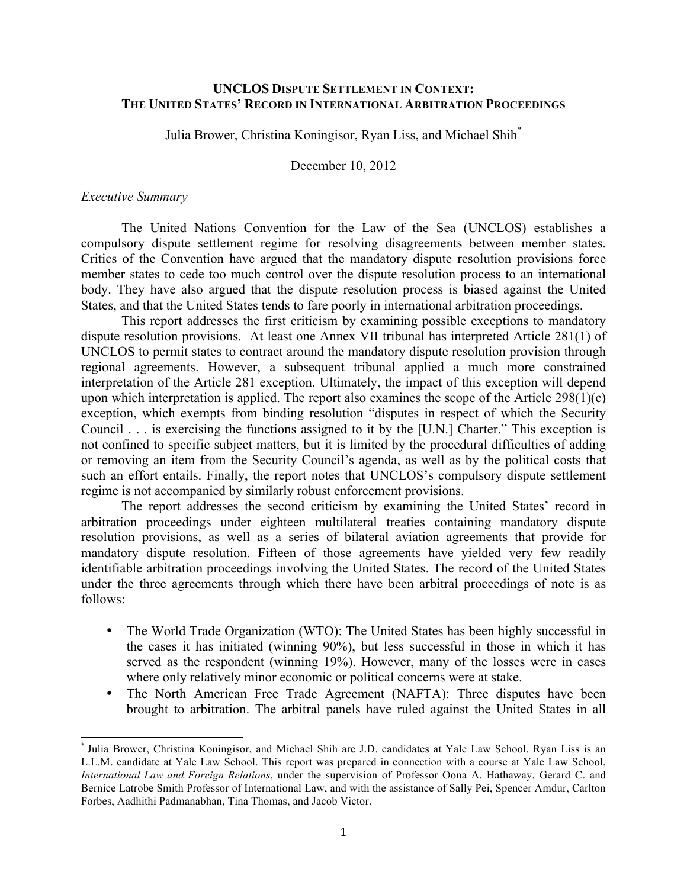# UNCLOS DISPUTE SETTLEMENT IN CONTEXT: THE UNITED STATES' RECORD IN INTERNATIONAL ARBITRATION PROCEEDINGS

Julia Brower, Christina Koningisor, Ryan Liss, and Michael Shih[*]

December 10, 2012

*Executive Summary*

The United Nations Convention for the Law of the Sea (UNCLOS) establishes a compulsory dispute settlement regime for resolving disagreements between member states. Critics of the Convention have argued that the mandatory dispute resolution provisions force member states to cede too much control over the dispute resolution process to an international body. They have also argued that the dispute resolution process is biased against the United States, and that the United States tends to fare poorly in international arbitration proceedings.

This report addresses the first criticism by examining possible exceptions to mandatory dispute resolution provisions. At least one Annex VII tribunal has interpreted Article 281(1) of UNCLOS to permit states to contract around the mandatory dispute resolution provision through regional agreements. However, a subsequent tribunal applied a much more constrained interpretation of the Article 281 exception. Ultimately, the impact of this exception will depend upon which interpretation is applied. The report also examines the scope of the Article 298(1)(c) exception, which exempts from binding resolution "disputes in respect of which the Security Council . . . is exercising the functions assigned to it by the [U.N.] Charter." This exception is not confined to specific subject matters, but it is limited by the procedural difficulties of adding or removing an item from the Security Council's agenda, as well as by the political costs that such an effort entails. Finally, the report notes that UNCLOS's compulsory dispute settlement regime is not accompanied by similarly robust enforcement provisions.

The report addresses the second criticism by examining the United States' record in arbitration proceedings under eighteen multilateral treaties containing mandatory dispute resolution provisions, as well as a series of bilateral aviation agreements that provide for mandatory dispute resolution. Fifteen of those agreements have yielded very few readily identifiable arbitration proceedings involving the United States. The record of the United States under the three agreements through which there have been arbitral proceedings of note is as follows:

- The World Trade Organization (WTO): The United States has been highly successful in the cases it has initiated (winning 90%), but less successful in those in which it has served as the respondent (winning 19%). However, many of the losses were in cases where only relatively minor economic or political concerns were at stake.
- The North American Free Trade Agreement (NAFTA): Three disputes have been brought to arbitration. The arbitral panels have ruled against the United States in all

---

[*] Julia Brower, Christina Koningisor, and Michael Shih are J.D. candidates at Yale Law School. Ryan Liss is an L.L.M. candidate at Yale Law School. This report was prepared in connection with a course at Yale Law School, *International Law and Foreign Relations*, under the supervision of Professor Oona A. Hathaway, Gerard C. and Bernice Latrobe Smith Professor of International Law, and with the assistance of Sally Pei, Spencer Amdur, Carlton Forbes, Aadhithi Padmanabhan, Tina Thomas, and Jacob Victor.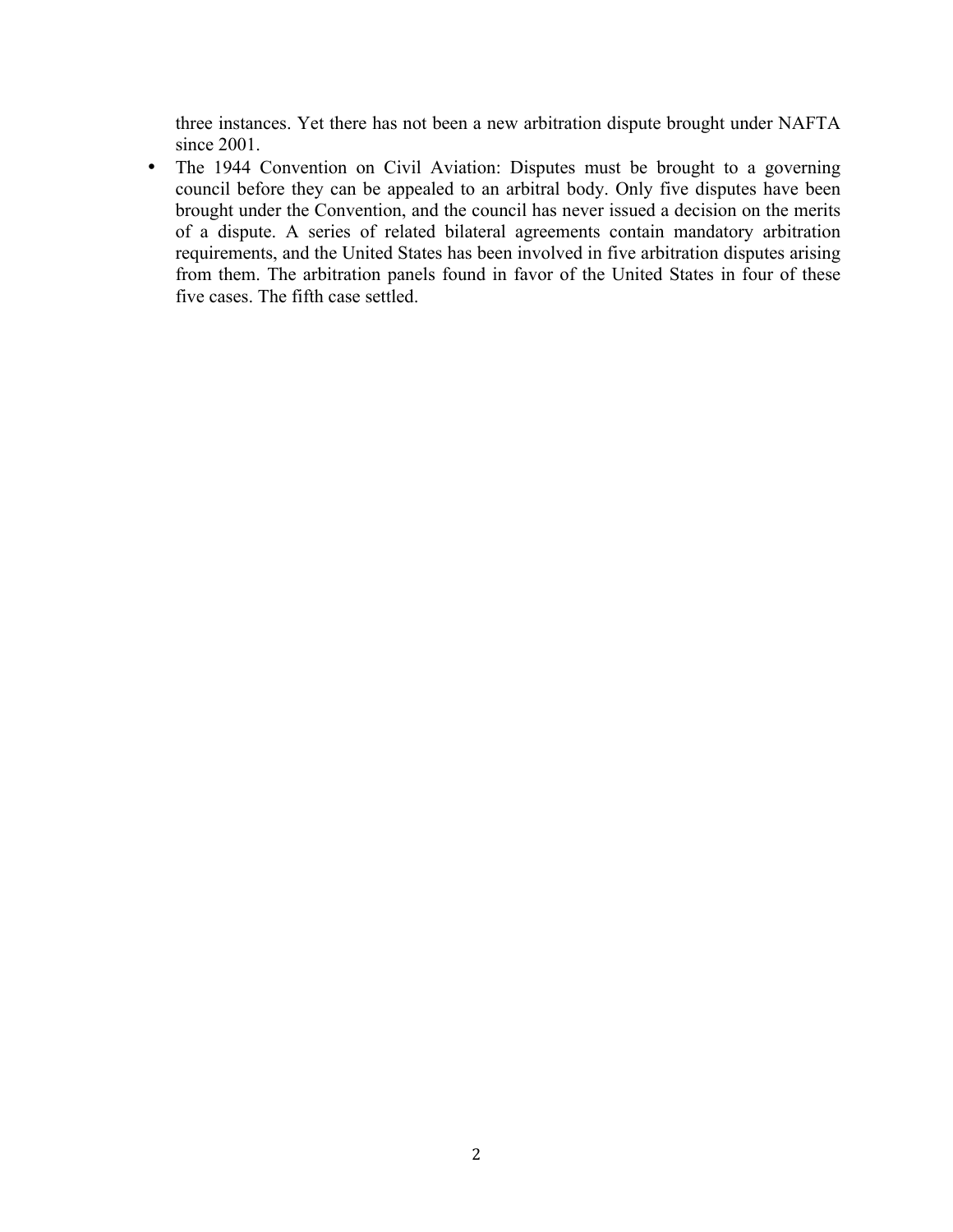three instances. Yet there has not been a new arbitration dispute brought under NAFTA since 2001.

- The 1944 Convention on Civil Aviation: Disputes must be brought to a governing council before they can be appealed to an arbitral body. Only five disputes have been brought under the Convention, and the council has never issued a decision on the merits of a dispute. A series of related bilateral agreements contain mandatory arbitration requirements, and the United States has been involved in five arbitration disputes arising from them. The arbitration panels found in favor of the United States in four of these five cases. The fifth case settled.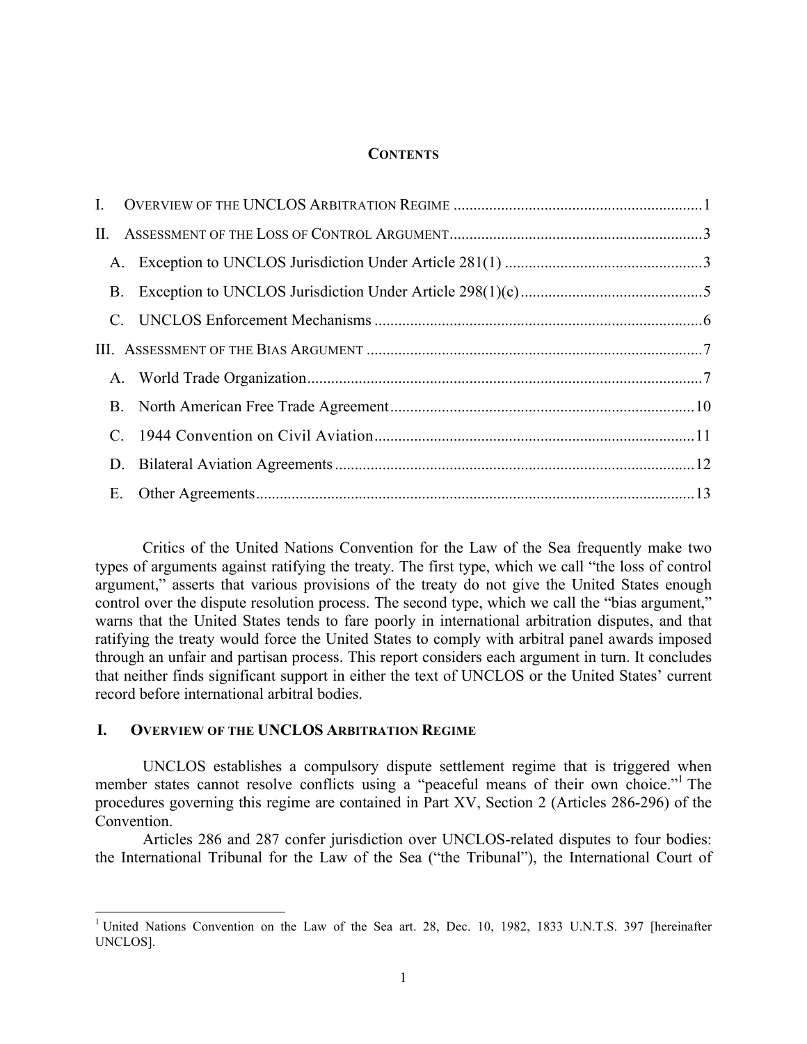## CONTENTS

I. OVERVIEW OF THE UNCLOS ARBITRATION REGIME ............................................................... 1

II. ASSESSMENT OF THE LOSS OF CONTROL ARGUMENT ................................................................. 3

- A. Exception to UNCLOS Jurisdiction Under Article 281(1) .................................................. 3
- B. Exception to UNCLOS Jurisdiction Under Article 298(1)(c) .............................................. 5
- C. UNCLOS Enforcement Mechanisms ................................................................................... 6

III. ASSESSMENT OF THE BIAS ARGUMENT ..................................................................................... 7

- A. World Trade Organization .................................................................................................... 7
- B. North American Free Trade Agreement ............................................................................ 10
- C. 1944 Convention on Civil Aviation ................................................................................... 11
- D. Bilateral Aviation Agreements ........................................................................................... 12
- E. Other Agreements ............................................................................................................... 13

Critics of the United Nations Convention for the Law of the Sea frequently make two types of arguments against ratifying the treaty. The first type, which we call "the loss of control argument," asserts that various provisions of the treaty do not give the United States enough control over the dispute resolution process. The second type, which we call the "bias argument," warns that the United States tends to fare poorly in international arbitration disputes, and that ratifying the treaty would force the United States to comply with arbitral panel awards imposed through an unfair and partisan process. This report considers each argument in turn. It concludes that neither finds significant support in either the text of UNCLOS or the United States' current record before international arbitral bodies.

## I. OVERVIEW OF THE UNCLOS ARBITRATION REGIME

UNCLOS establishes a compulsory dispute settlement regime that is triggered when member states cannot resolve conflicts using a "peaceful means of their own choice."[1] The procedures governing this regime are contained in Part XV, Section 2 (Articles 286-296) of the Convention.

Articles 286 and 287 confer jurisdiction over UNCLOS-related disputes to four bodies: the International Tribunal for the Law of the Sea ("the Tribunal"), the International Court of

[1] United Nations Convention on the Law of the Sea art. 28, Dec. 10, 1982, 1833 U.N.T.S. 397 [hereinafter UNCLOS].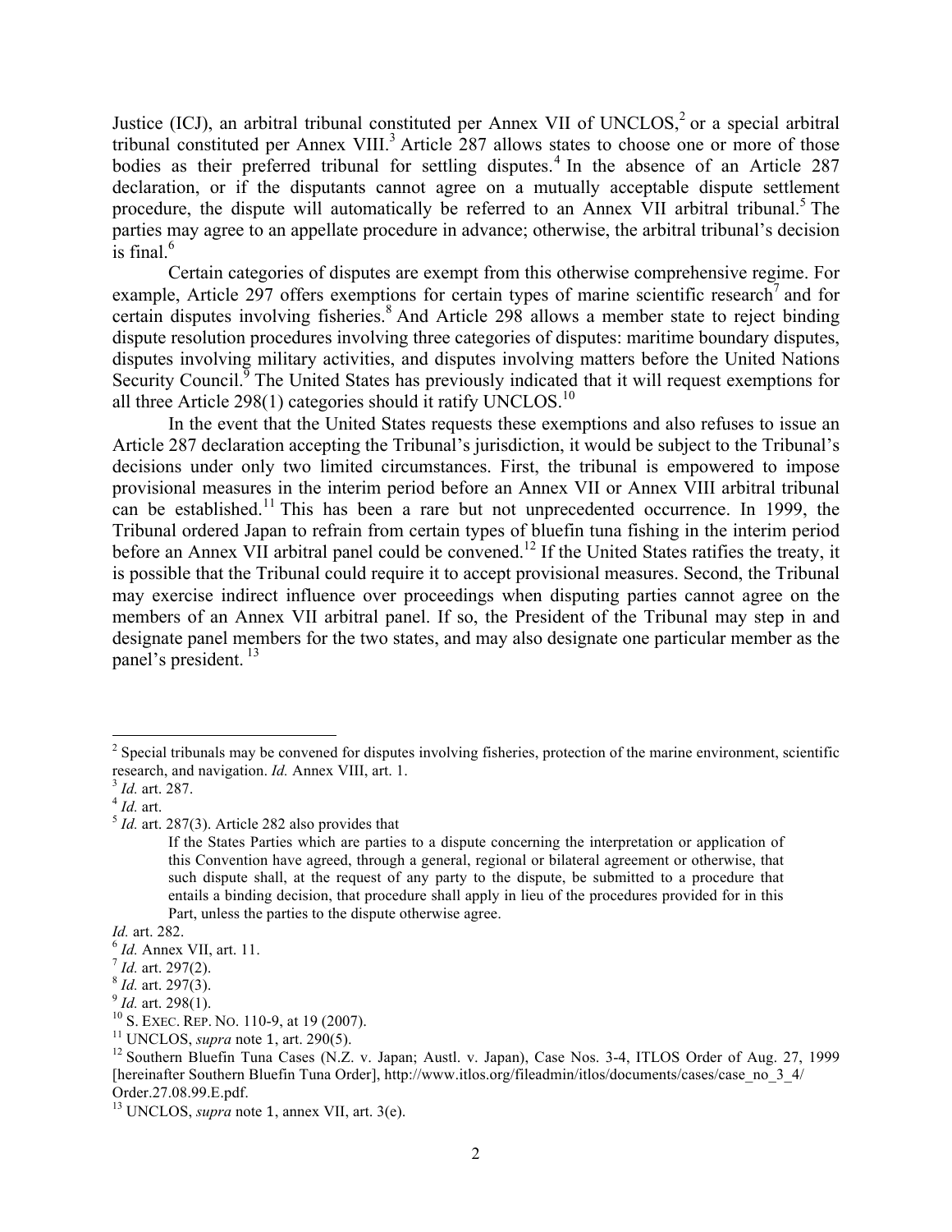Justice (ICJ), an arbitral tribunal constituted per Annex VII of UNCLOS,[2] or a special arbitral tribunal constituted per Annex VIII.[3] Article 287 allows states to choose one or more of those bodies as their preferred tribunal for settling disputes.[4] In the absence of an Article 287 declaration, or if the disputants cannot agree on a mutually acceptable dispute settlement procedure, the dispute will automatically be referred to an Annex VII arbitral tribunal.[5] The parties may agree to an appellate procedure in advance; otherwise, the arbitral tribunal's decision is final.[6]

Certain categories of disputes are exempt from this otherwise comprehensive regime. For example, Article 297 offers exemptions for certain types of marine scientific research[7] and for certain disputes involving fisheries.[8] And Article 298 allows a member state to reject binding dispute resolution procedures involving three categories of disputes: maritime boundary disputes, disputes involving military activities, and disputes involving matters before the United Nations Security Council.[9] The United States has previously indicated that it will request exemptions for all three Article 298(1) categories should it ratify UNCLOS.[10]

In the event that the United States requests these exemptions and also refuses to issue an Article 287 declaration accepting the Tribunal's jurisdiction, it would be subject to the Tribunal's decisions under only two limited circumstances. First, the tribunal is empowered to impose provisional measures in the interim period before an Annex VII or Annex VIII arbitral tribunal can be established.[11] This has been a rare but not unprecedented occurrence. In 1999, the Tribunal ordered Japan to refrain from certain types of bluefin tuna fishing in the interim period before an Annex VII arbitral panel could be convened.[12] If the United States ratifies the treaty, it is possible that the Tribunal could require it to accept provisional measures. Second, the Tribunal may exercise indirect influence over proceedings when disputing parties cannot agree on the members of an Annex VII arbitral panel. If so, the President of the Tribunal may step in and designate panel members for the two states, and may also designate one particular member as the panel's president.[13]

---

[2] Special tribunals may be convened for disputes involving fisheries, protection of the marine environment, scientific research, and navigation. *Id.* Annex VIII, art. 1.

[3] *Id.* art. 287.

[4] *Id.* art.

[5] *Id.* art. 287(3). Article 282 also provides that

> If the States Parties which are parties to a dispute concerning the interpretation or application of this Convention have agreed, through a general, regional or bilateral agreement or otherwise, that such dispute shall, at the request of any party to the dispute, be submitted to a procedure that entails a binding decision, that procedure shall apply in lieu of the procedures provided for in this Part, unless the parties to the dispute otherwise agree.

*Id.* art. 282.

[6] *Id.* Annex VII, art. 11.

[7] *Id.* art. 297(2).

[8] *Id.* art. 297(3).

[9] *Id.* art. 298(1).

[10] S. EXEC. REP. NO. 110-9, at 19 (2007).

[11] UNCLOS, *supra* note 1, art. 290(5).

[12] Southern Bluefin Tuna Cases (N.Z. v. Japan; Austl. v. Japan), Case Nos. 3-4, ITLOS Order of Aug. 27, 1999 [hereinafter Southern Bluefin Tuna Order], http://www.itlos.org/fileadmin/itlos/documents/cases/case_no_3_4/Order.27.08.99.E.pdf.

[13] UNCLOS, *supra* note 1, annex VII, art. 3(e).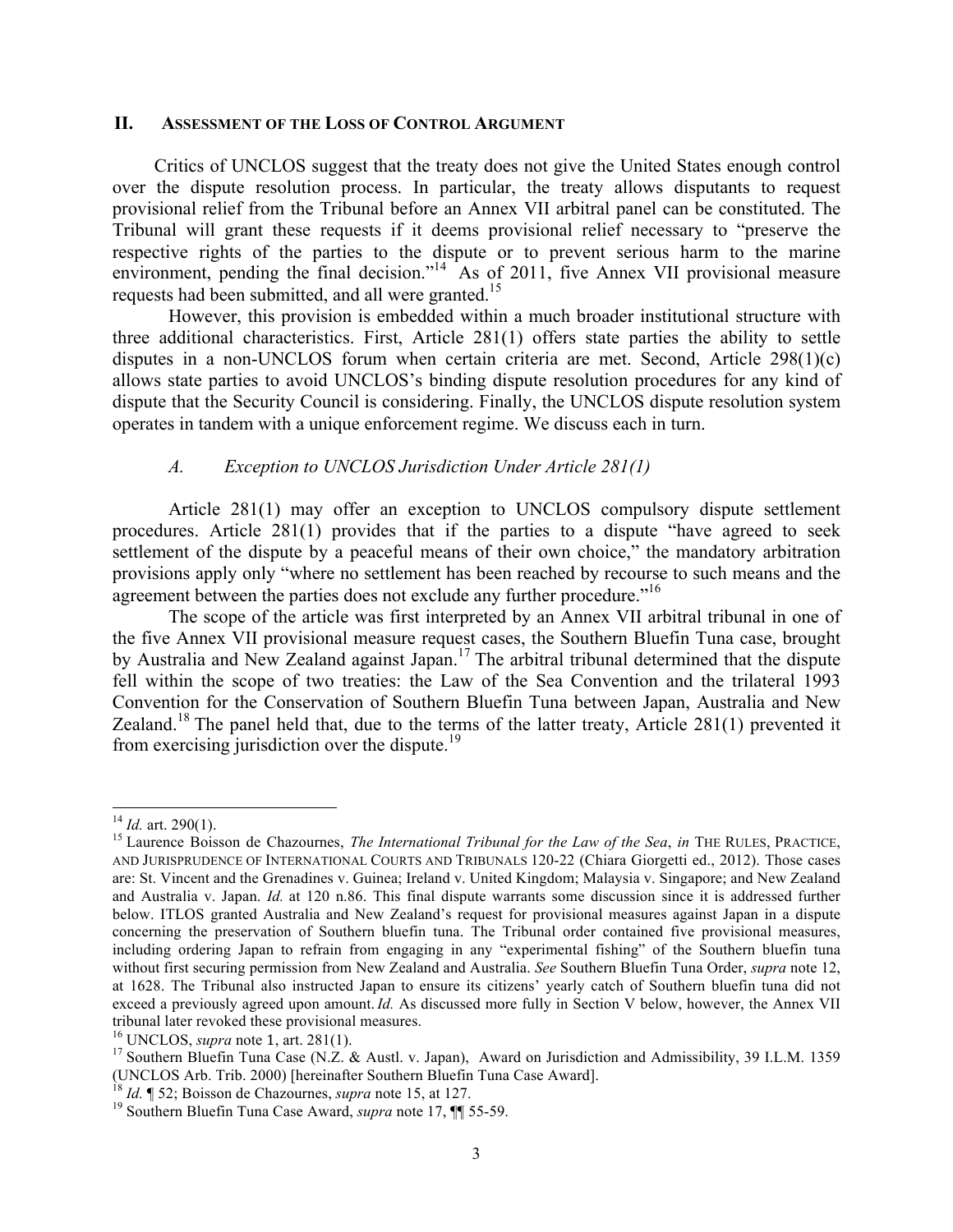## II. Assessment of the Loss of Control Argument

Critics of UNCLOS suggest that the treaty does not give the United States enough control over the dispute resolution process. In particular, the treaty allows disputants to request provisional relief from the Tribunal before an Annex VII arbitral panel can be constituted. The Tribunal will grant these requests if it deems provisional relief necessary to "preserve the respective rights of the parties to the dispute or to prevent serious harm to the marine environment, pending the final decision."[14] As of 2011, five Annex VII provisional measure requests had been submitted, and all were granted.[15]

However, this provision is embedded within a much broader institutional structure with three additional characteristics. First, Article 281(1) offers state parties the ability to settle disputes in a non-UNCLOS forum when certain criteria are met. Second, Article 298(1)(c) allows state parties to avoid UNCLOS's binding dispute resolution procedures for any kind of dispute that the Security Council is considering. Finally, the UNCLOS dispute resolution system operates in tandem with a unique enforcement regime. We discuss each in turn.

### *A. Exception to UNCLOS Jurisdiction Under Article 281(1)*

Article 281(1) may offer an exception to UNCLOS compulsory dispute settlement procedures. Article 281(1) provides that if the parties to a dispute "have agreed to seek settlement of the dispute by a peaceful means of their own choice," the mandatory arbitration provisions apply only "where no settlement has been reached by recourse to such means and the agreement between the parties does not exclude any further procedure."[16]

The scope of the article was first interpreted by an Annex VII arbitral tribunal in one of the five Annex VII provisional measure request cases, the Southern Bluefin Tuna case, brought by Australia and New Zealand against Japan.[17] The arbitral tribunal determined that the dispute fell within the scope of two treaties: the Law of the Sea Convention and the trilateral 1993 Convention for the Conservation of Southern Bluefin Tuna between Japan, Australia and New Zealand.[18] The panel held that, due to the terms of the latter treaty, Article 281(1) prevented it from exercising jurisdiction over the dispute.[19]

---

[14] *Id.* art. 290(1).

[15] Laurence Boisson de Chazournes, *The International Tribunal for the Law of the Sea*, *in* THE RULES, PRACTICE, AND JURISPRUDENCE OF INTERNATIONAL COURTS AND TRIBUNALS 120-22 (Chiara Giorgetti ed., 2012). Those cases are: St. Vincent and the Grenadines v. Guinea; Ireland v. United Kingdom; Malaysia v. Singapore; and New Zealand and Australia v. Japan. *Id.* at 120 n.86. This final dispute warrants some discussion since it is addressed further below. ITLOS granted Australia and New Zealand's request for provisional measures against Japan in a dispute concerning the preservation of Southern bluefin tuna. The Tribunal order contained five provisional measures, including ordering Japan to refrain from engaging in any "experimental fishing" of the Southern bluefin tuna without first securing permission from New Zealand and Australia. *See* Southern Bluefin Tuna Order, *supra* note 12, at 1628. The Tribunal also instructed Japan to ensure its citizens' yearly catch of Southern bluefin tuna did not exceed a previously agreed upon amount. *Id.* As discussed more fully in Section V below, however, the Annex VII tribunal later revoked these provisional measures.

[16] UNCLOS, *supra* note 1, art. 281(1).

[17] Southern Bluefin Tuna Case (N.Z. & Austl. v. Japan), Award on Jurisdiction and Admissibility, 39 I.L.M. 1359 (UNCLOS Arb. Trib. 2000) [hereinafter Southern Bluefin Tuna Case Award].

[18] *Id.* ¶ 52; Boisson de Chazournes, *supra* note 15, at 127.

[19] Southern Bluefin Tuna Case Award, *supra* note 17, ¶¶ 55-59.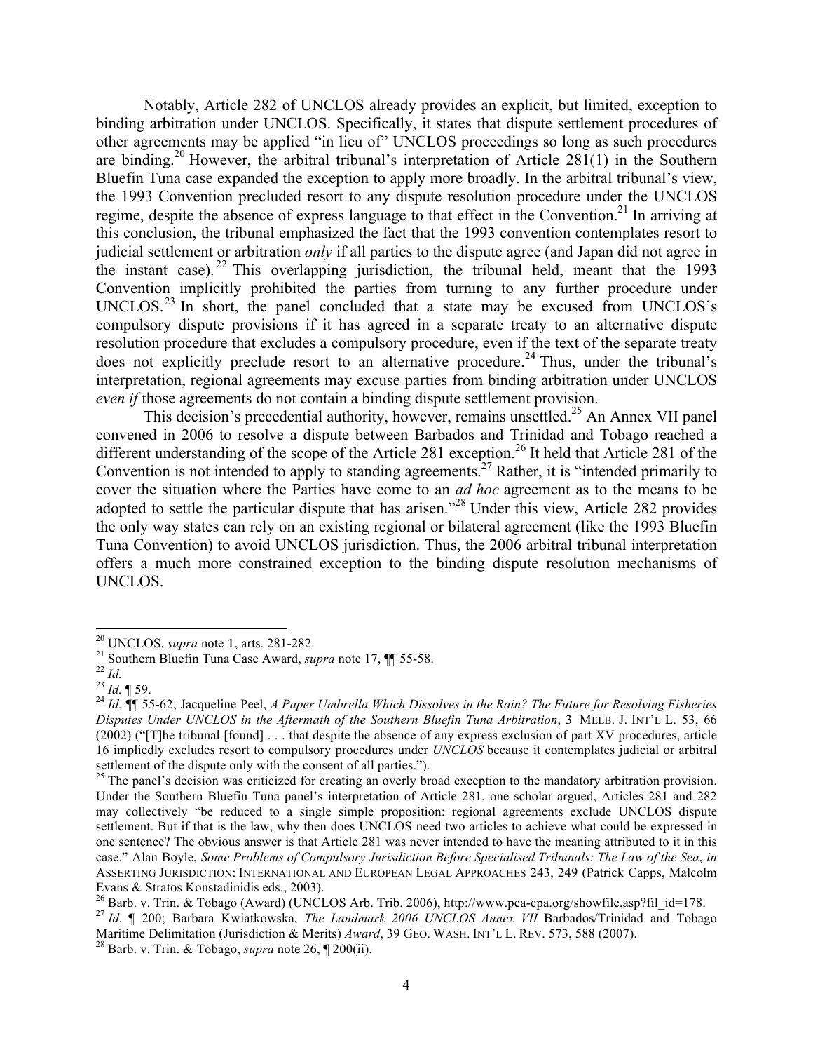Notably, Article 282 of UNCLOS already provides an explicit, but limited, exception to binding arbitration under UNCLOS. Specifically, it states that dispute settlement procedures of other agreements may be applied "in lieu of" UNCLOS proceedings so long as such procedures are binding.[20] However, the arbitral tribunal's interpretation of Article 281(1) in the Southern Bluefin Tuna case expanded the exception to apply more broadly. In the arbitral tribunal's view, the 1993 Convention precluded resort to any dispute resolution procedure under the UNCLOS regime, despite the absence of express language to that effect in the Convention.[21] In arriving at this conclusion, the tribunal emphasized the fact that the 1993 convention contemplates resort to judicial settlement or arbitration *only* if all parties to the dispute agree (and Japan did not agree in the instant case).[22] This overlapping jurisdiction, the tribunal held, meant that the 1993 Convention implicitly prohibited the parties from turning to any further procedure under UNCLOS.[23] In short, the panel concluded that a state may be excused from UNCLOS's compulsory dispute provisions if it has agreed in a separate treaty to an alternative dispute resolution procedure that excludes a compulsory procedure, even if the text of the separate treaty does not explicitly preclude resort to an alternative procedure.[24] Thus, under the tribunal's interpretation, regional agreements may excuse parties from binding arbitration under UNCLOS *even if* those agreements do not contain a binding dispute settlement provision.

This decision's precedential authority, however, remains unsettled.[25] An Annex VII panel convened in 2006 to resolve a dispute between Barbados and Trinidad and Tobago reached a different understanding of the scope of the Article 281 exception.[26] It held that Article 281 of the Convention is not intended to apply to standing agreements.[27] Rather, it is "intended primarily to cover the situation where the Parties have come to an *ad hoc* agreement as to the means to be adopted to settle the particular dispute that has arisen."[28] Under this view, Article 282 provides the only way states can rely on an existing regional or bilateral agreement (like the 1993 Bluefin Tuna Convention) to avoid UNCLOS jurisdiction. Thus, the 2006 arbitral tribunal interpretation offers a much more constrained exception to the binding dispute resolution mechanisms of UNCLOS.

---

[20] UNCLOS, *supra* note 1, arts. 281-282.

[21] Southern Bluefin Tuna Case Award, *supra* note 17, ¶¶ 55-58.

[22] *Id.*

[23] *Id.* ¶ 59.

[24] *Id.* ¶¶ 55-62; Jacqueline Peel, *A Paper Umbrella Which Dissolves in the Rain? The Future for Resolving Fisheries Disputes Under UNCLOS in the Aftermath of the Southern Bluefin Tuna Arbitration*, 3 MELB. J. INT'L L. 53, 66 (2002) ("[T]he tribunal [found] . . . that despite the absence of any express exclusion of part XV procedures, article 16 impliedly excludes resort to compulsory procedures under *UNCLOS* because it contemplates judicial or arbitral settlement of the dispute only with the consent of all parties.").

[25] The panel's decision was criticized for creating an overly broad exception to the mandatory arbitration provision. Under the Southern Bluefin Tuna panel's interpretation of Article 281, one scholar argued, Articles 281 and 282 may collectively "be reduced to a single simple proposition: regional agreements exclude UNCLOS dispute settlement. But if that is the law, why then does UNCLOS need two articles to achieve what could be expressed in one sentence? The obvious answer is that Article 281 was never intended to have the meaning attributed to it in this case." Alan Boyle, *Some Problems of Compulsory Jurisdiction Before Specialised Tribunals: The Law of the Sea*, *in* ASSERTING JURISDICTION: INTERNATIONAL AND EUROPEAN LEGAL APPROACHES 243, 249 (Patrick Capps, Malcolm Evans & Stratos Konstadinidis eds., 2003).

[26] Barb. v. Trin. & Tobago (Award) (UNCLOS Arb. Trib. 2006), http://www.pca-cpa.org/showfile.asp?fil_id=178.

[27] *Id.* ¶ 200; Barbara Kwiatkowska, *The Landmark 2006 UNCLOS Annex VII* Barbados/Trinidad and Tobago Maritime Delimitation (Jurisdiction & Merits) *Award*, 39 GEO. WASH. INT'L L. REV. 573, 588 (2007).

[28] Barb. v. Trin. & Tobago, *supra* note 26, ¶ 200(ii).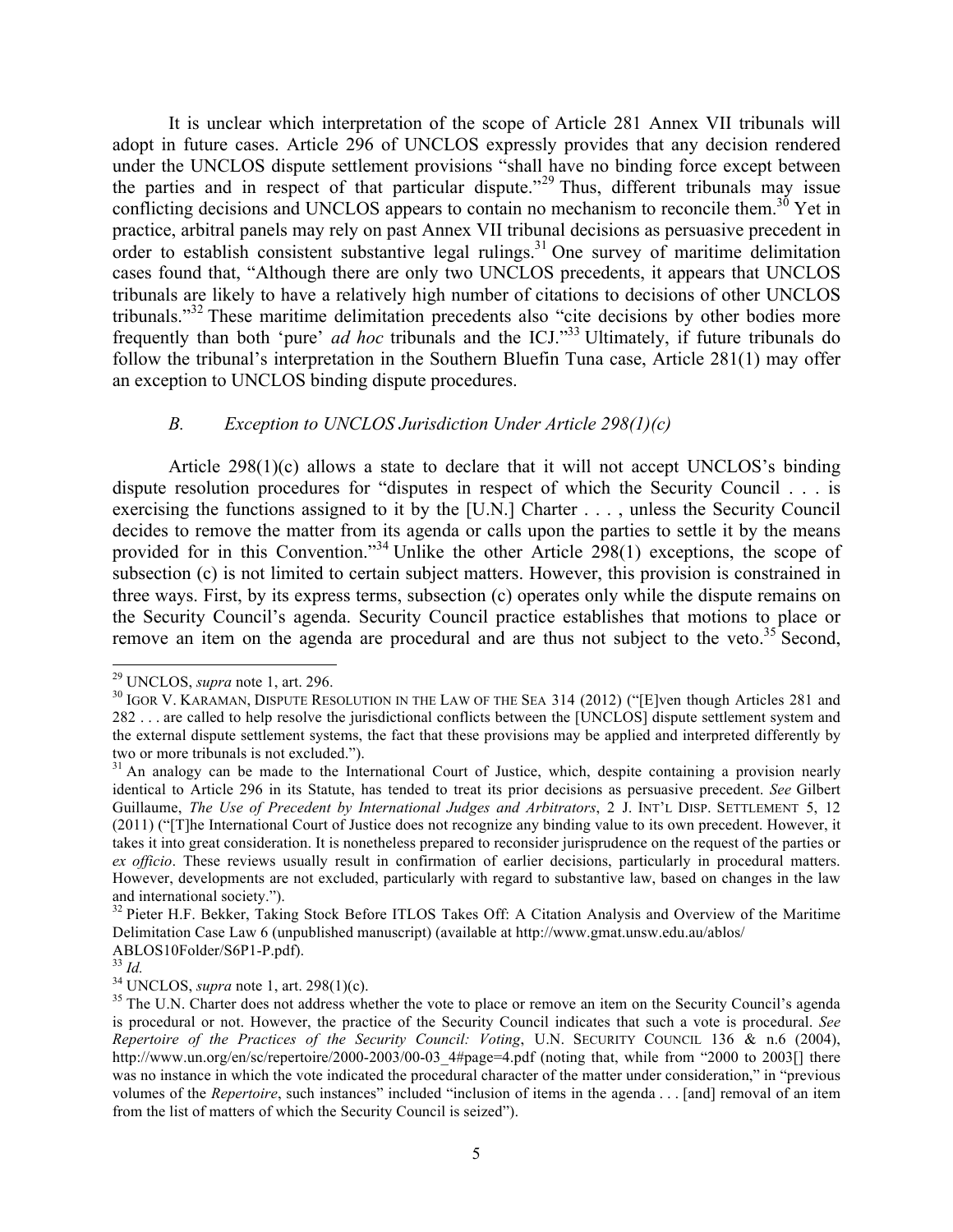It is unclear which interpretation of the scope of Article 281 Annex VII tribunals will adopt in future cases. Article 296 of UNCLOS expressly provides that any decision rendered under the UNCLOS dispute settlement provisions "shall have no binding force except between the parties and in respect of that particular dispute."[29] Thus, different tribunals may issue conflicting decisions and UNCLOS appears to contain no mechanism to reconcile them.[30] Yet in practice, arbitral panels may rely on past Annex VII tribunal decisions as persuasive precedent in order to establish consistent substantive legal rulings.[31] One survey of maritime delimitation cases found that, "Although there are only two UNCLOS precedents, it appears that UNCLOS tribunals are likely to have a relatively high number of citations to decisions of other UNCLOS tribunals."[32] These maritime delimitation precedents also "cite decisions by other bodies more frequently than both 'pure' *ad hoc* tribunals and the ICJ."[33] Ultimately, if future tribunals do follow the tribunal's interpretation in the Southern Bluefin Tuna case, Article 281(1) may offer an exception to UNCLOS binding dispute procedures.

### *B. Exception to UNCLOS Jurisdiction Under Article 298(1)(c)*

Article 298(1)(c) allows a state to declare that it will not accept UNCLOS's binding dispute resolution procedures for "disputes in respect of which the Security Council . . . is exercising the functions assigned to it by the [U.N.] Charter . . . , unless the Security Council decides to remove the matter from its agenda or calls upon the parties to settle it by the means provided for in this Convention."[34] Unlike the other Article 298(1) exceptions, the scope of subsection (c) is not limited to certain subject matters. However, this provision is constrained in three ways. First, by its express terms, subsection (c) operates only while the dispute remains on the Security Council's agenda. Security Council practice establishes that motions to place or remove an item on the agenda are procedural and are thus not subject to the veto.[35] Second,

---

[29] UNCLOS, *supra* note 1, art. 296.

[30] IGOR V. KARAMAN, DISPUTE RESOLUTION IN THE LAW OF THE SEA 314 (2012) ("[E]ven though Articles 281 and 282 . . . are called to help resolve the jurisdictional conflicts between the [UNCLOS] dispute settlement system and the external dispute settlement systems, the fact that these provisions may be applied and interpreted differently by two or more tribunals is not excluded.").

[31] An analogy can be made to the International Court of Justice, which, despite containing a provision nearly identical to Article 296 in its Statute, has tended to treat its prior decisions as persuasive precedent. *See* Gilbert Guillaume, *The Use of Precedent by International Judges and Arbitrators*, 2 J. INT'L DISP. SETTLEMENT 5, 12 (2011) ("[T]he International Court of Justice does not recognize any binding value to its own precedent. However, it takes it into great consideration. It is nonetheless prepared to reconsider jurisprudence on the request of the parties or *ex officio*. These reviews usually result in confirmation of earlier decisions, particularly in procedural matters. However, developments are not excluded, particularly with regard to substantive law, based on changes in the law and international society.").

[32] Pieter H.F. Bekker, Taking Stock Before ITLOS Takes Off: A Citation Analysis and Overview of the Maritime Delimitation Case Law 6 (unpublished manuscript) (available at http://www.gmat.unsw.edu.au/ablos/ABLOS10Folder/S6P1-P.pdf).

[33] *Id.*

[34] UNCLOS, *supra* note 1, art. 298(1)(c).

[35] The U.N. Charter does not address whether the vote to place or remove an item on the Security Council's agenda is procedural or not. However, the practice of the Security Council indicates that such a vote is procedural. *See Repertoire of the Practices of the Security Council: Voting*, U.N. SECURITY COUNCIL 136 & n.6 (2004), http://www.un.org/en/sc/repertoire/2000-2003/00-03_4#page=4.pdf (noting that, while from "2000 to 2003[] there was no instance in which the vote indicated the procedural character of the matter under consideration," in "previous volumes of the *Repertoire*, such instances" included "inclusion of items in the agenda . . . [and] removal of an item from the list of matters of which the Security Council is seized").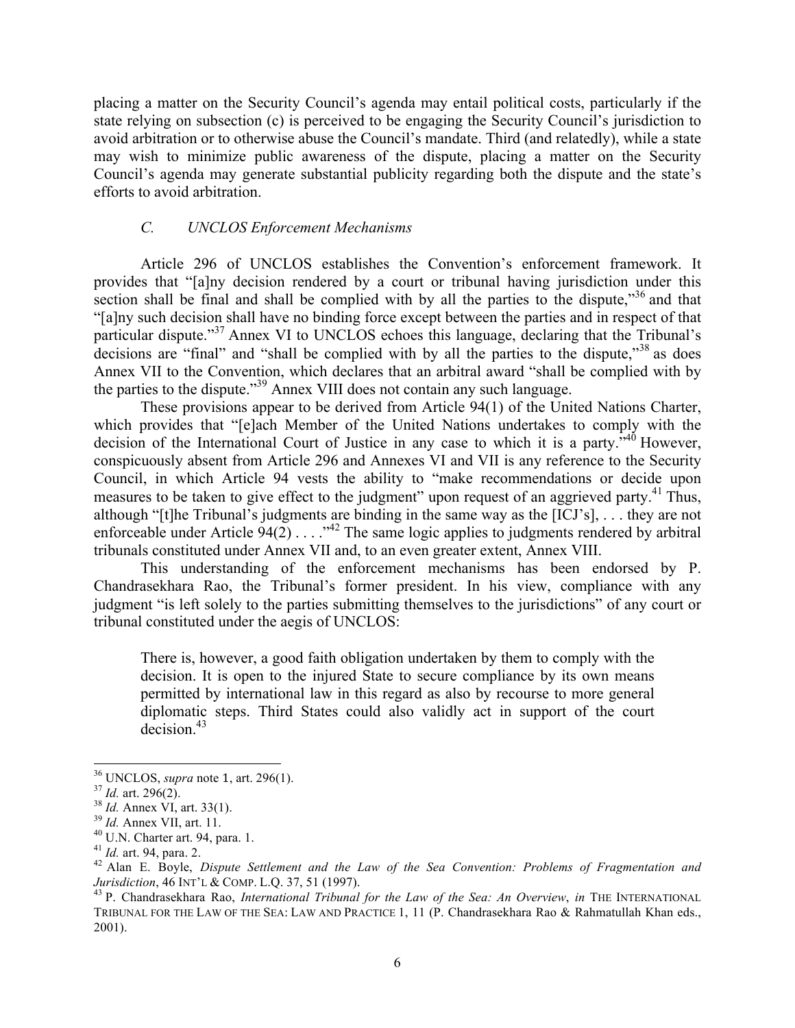placing a matter on the Security Council's agenda may entail political costs, particularly if the state relying on subsection (c) is perceived to be engaging the Security Council's jurisdiction to avoid arbitration or to otherwise abuse the Council's mandate. Third (and relatedly), while a state may wish to minimize public awareness of the dispute, placing a matter on the Security Council's agenda may generate substantial publicity regarding both the dispute and the state's efforts to avoid arbitration.

### *C. UNCLOS Enforcement Mechanisms*

Article 296 of UNCLOS establishes the Convention's enforcement framework. It provides that "[a]ny decision rendered by a court or tribunal having jurisdiction under this section shall be final and shall be complied with by all the parties to the dispute,"[36] and that "[a]ny such decision shall have no binding force except between the parties and in respect of that particular dispute."[37] Annex VI to UNCLOS echoes this language, declaring that the Tribunal's decisions are "final" and "shall be complied with by all the parties to the dispute,"[38] as does Annex VII to the Convention, which declares that an arbitral award "shall be complied with by the parties to the dispute."[39] Annex VIII does not contain any such language.

These provisions appear to be derived from Article 94(1) of the United Nations Charter, which provides that "[e]ach Member of the United Nations undertakes to comply with the decision of the International Court of Justice in any case to which it is a party."[40] However, conspicuously absent from Article 296 and Annexes VI and VII is any reference to the Security Council, in which Article 94 vests the ability to "make recommendations or decide upon measures to be taken to give effect to the judgment" upon request of an aggrieved party.[41] Thus, although "[t]he Tribunal's judgments are binding in the same way as the [ICJ's], . . . they are not enforceable under Article 94(2) . . . ."[42] The same logic applies to judgments rendered by arbitral tribunals constituted under Annex VII and, to an even greater extent, Annex VIII.

This understanding of the enforcement mechanisms has been endorsed by P. Chandrasekhara Rao, the Tribunal's former president. In his view, compliance with any judgment "is left solely to the parties submitting themselves to the jurisdictions" of any court or tribunal constituted under the aegis of UNCLOS:

> There is, however, a good faith obligation undertaken by them to comply with the decision. It is open to the injured State to secure compliance by its own means permitted by international law in this regard as also by recourse to more general diplomatic steps. Third States could also validly act in support of the court decision.[43]

---

[36] UNCLOS, *supra* note 1, art. 296(1).

[37] *Id.* art. 296(2).

[38] *Id.* Annex VI, art. 33(1).

[39] *Id.* Annex VII, art. 11.

[40] U.N. Charter art. 94, para. 1.

[41] *Id.* art. 94, para. 2.

[42] Alan E. Boyle, *Dispute Settlement and the Law of the Sea Convention: Problems of Fragmentation and Jurisdiction*, 46 INT'L & COMP. L.Q. 37, 51 (1997).

[43] P. Chandrasekhara Rao, *International Tribunal for the Law of the Sea: An Overview*, *in* THE INTERNATIONAL TRIBUNAL FOR THE LAW OF THE SEA: LAW AND PRACTICE 1, 11 (P. Chandrasekhara Rao & Rahmatullah Khan eds., 2001).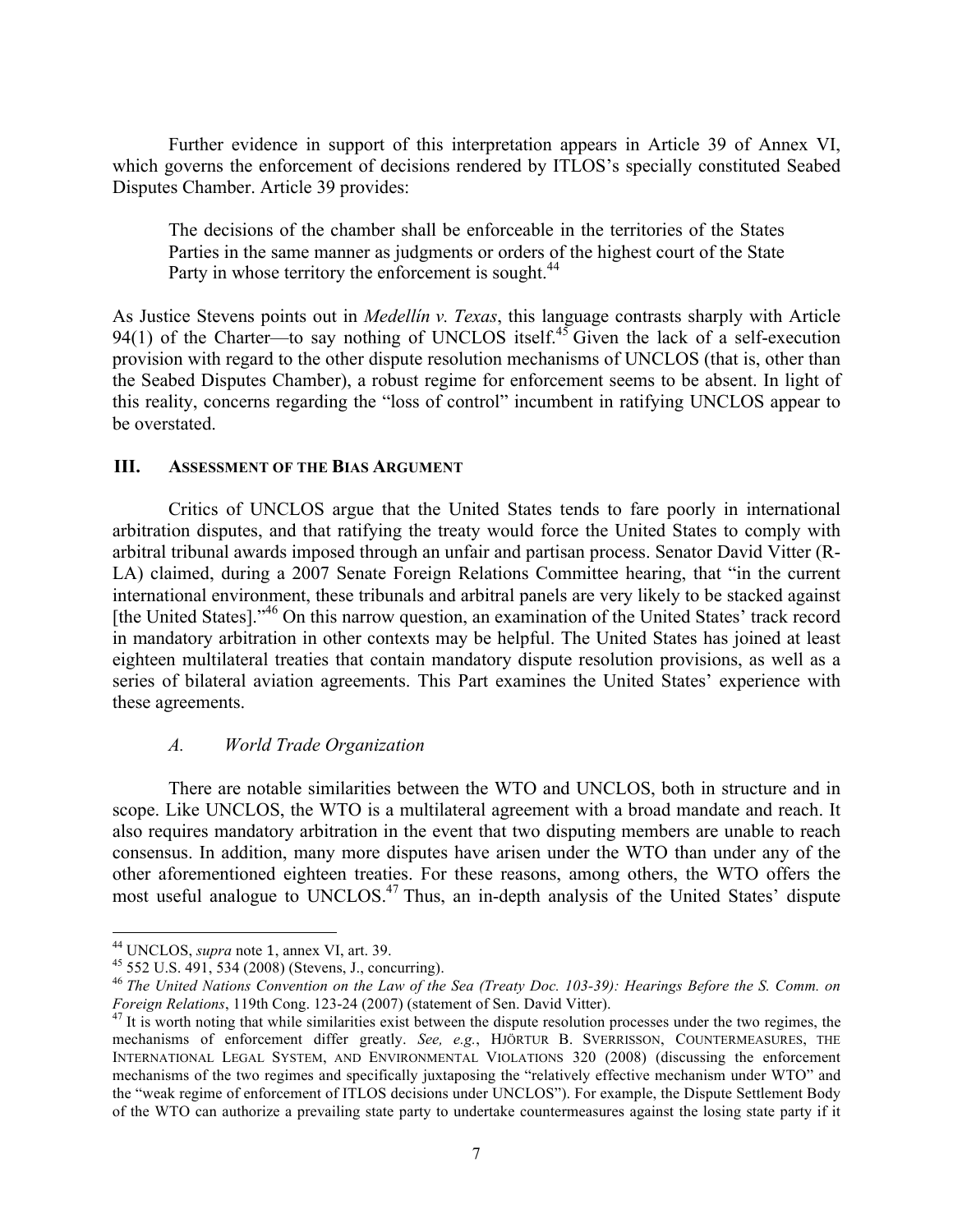Further evidence in support of this interpretation appears in Article 39 of Annex VI, which governs the enforcement of decisions rendered by ITLOS's specially constituted Seabed Disputes Chamber. Article 39 provides:

> The decisions of the chamber shall be enforceable in the territories of the States Parties in the same manner as judgments or orders of the highest court of the State Party in whose territory the enforcement is sought.[44]

As Justice Stevens points out in *Medellín v. Texas*, this language contrasts sharply with Article 94(1) of the Charter—to say nothing of UNCLOS itself.[45] Given the lack of a self-execution provision with regard to the other dispute resolution mechanisms of UNCLOS (that is, other than the Seabed Disputes Chamber), a robust regime for enforcement seems to be absent. In light of this reality, concerns regarding the "loss of control" incumbent in ratifying UNCLOS appear to be overstated.

## III. Assessment of the Bias Argument

Critics of UNCLOS argue that the United States tends to fare poorly in international arbitration disputes, and that ratifying the treaty would force the United States to comply with arbitral tribunal awards imposed through an unfair and partisan process. Senator David Vitter (R-LA) claimed, during a 2007 Senate Foreign Relations Committee hearing, that "in the current international environment, these tribunals and arbitral panels are very likely to be stacked against [the United States]."[46] On this narrow question, an examination of the United States' track record in mandatory arbitration in other contexts may be helpful. The United States has joined at least eighteen multilateral treaties that contain mandatory dispute resolution provisions, as well as a series of bilateral aviation agreements. This Part examines the United States' experience with these agreements.

### *A. World Trade Organization*

There are notable similarities between the WTO and UNCLOS, both in structure and in scope. Like UNCLOS, the WTO is a multilateral agreement with a broad mandate and reach. It also requires mandatory arbitration in the event that two disputing members are unable to reach consensus. In addition, many more disputes have arisen under the WTO than under any of the other aforementioned eighteen treaties. For these reasons, among others, the WTO offers the most useful analogue to UNCLOS.[47] Thus, an in-depth analysis of the United States' dispute

---

[44] UNCLOS, *supra* note 1, annex VI, art. 39.

[45] 552 U.S. 491, 534 (2008) (Stevens, J., concurring).

[46] *The United Nations Convention on the Law of the Sea (Treaty Doc. 103-39): Hearings Before the S. Comm. on Foreign Relations*, 119th Cong. 123-24 (2007) (statement of Sen. David Vitter).

[47] It is worth noting that while similarities exist between the dispute resolution processes under the two regimes, the mechanisms of enforcement differ greatly. *See, e.g.*, HJÖRTUR B. SVERRISSON, COUNTERMEASURES, THE INTERNATIONAL LEGAL SYSTEM, AND ENVIRONMENTAL VIOLATIONS 320 (2008) (discussing the enforcement mechanisms of the two regimes and specifically juxtaposing the "relatively effective mechanism under WTO" and the "weak regime of enforcement of ITLOS decisions under UNCLOS"). For example, the Dispute Settlement Body of the WTO can authorize a prevailing state party to undertake countermeasures against the losing state party if it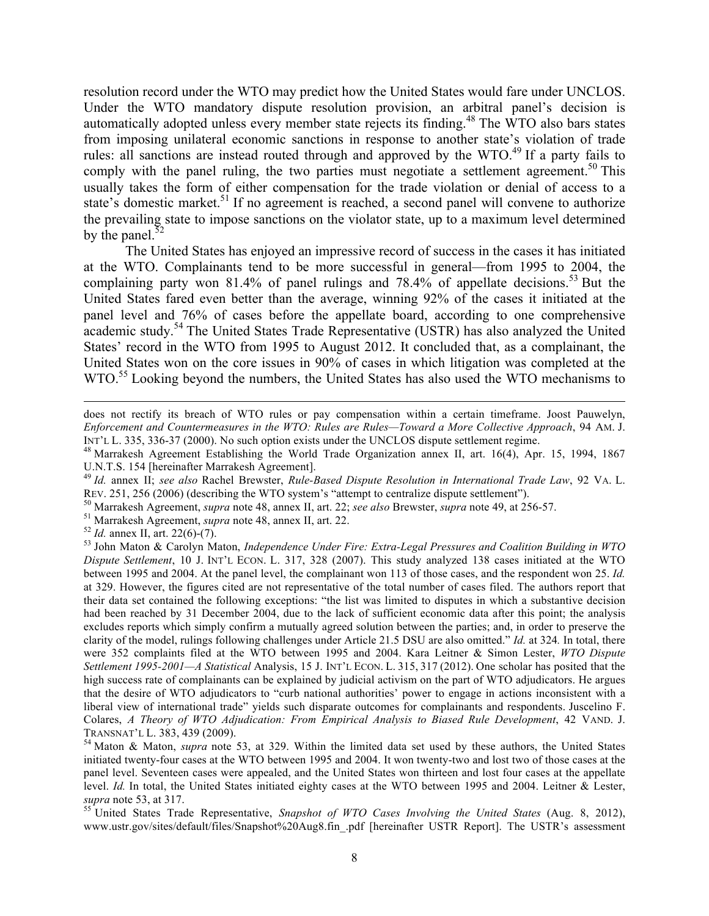resolution record under the WTO may predict how the United States would fare under UNCLOS. Under the WTO mandatory dispute resolution provision, an arbitral panel's decision is automatically adopted unless every member state rejects its finding.[48] The WTO also bars states from imposing unilateral economic sanctions in response to another state's violation of trade rules: all sanctions are instead routed through and approved by the WTO.[49] If a party fails to comply with the panel ruling, the two parties must negotiate a settlement agreement.[50] This usually takes the form of either compensation for the trade violation or denial of access to a state's domestic market.[51] If no agreement is reached, a second panel will convene to authorize the prevailing state to impose sanctions on the violator state, up to a maximum level determined by the panel.[52]

The United States has enjoyed an impressive record of success in the cases it has initiated at the WTO. Complainants tend to be more successful in general—from 1995 to 2004, the complaining party won 81.4% of panel rulings and 78.4% of appellate decisions.[53] But the United States fared even better than the average, winning 92% of the cases it initiated at the panel level and 76% of cases before the appellate board, according to one comprehensive academic study.[54] The United States Trade Representative (USTR) has also analyzed the United States' record in the WTO from 1995 to August 2012. It concluded that, as a complainant, the United States won on the core issues in 90% of cases in which litigation was completed at the WTO.[55] Looking beyond the numbers, the United States has also used the WTO mechanisms to

---

does not rectify its breach of WTO rules or pay compensation within a certain timeframe. Joost Pauwelyn, *Enforcement and Countermeasures in the WTO: Rules are Rules—Toward a More Collective Approach*, 94 AM. J. INT'L L. 335, 336-37 (2000). No such option exists under the UNCLOS dispute settlement regime.

[48] Marrakesh Agreement Establishing the World Trade Organization annex II, art. 16(4), Apr. 15, 1994, 1867 U.N.T.S. 154 [hereinafter Marrakesh Agreement].

[49] *Id.* annex II; *see also* Rachel Brewster, *Rule-Based Dispute Resolution in International Trade Law*, 92 VA. L. REV. 251, 256 (2006) (describing the WTO system's "attempt to centralize dispute settlement").

[50] Marrakesh Agreement, *supra* note 48, annex II, art. 22; *see also* Brewster, *supra* note 49, at 256-57.

[51] Marrakesh Agreement, *supra* note 48, annex II, art. 22.

[52] *Id.* annex II, art. 22(6)-(7).

[53] John Maton & Carolyn Maton, *Independence Under Fire: Extra-Legal Pressures and Coalition Building in WTO Dispute Settlement*, 10 J. INT'L ECON. L. 317, 328 (2007). This study analyzed 138 cases initiated at the WTO between 1995 and 2004. At the panel level, the complainant won 113 of those cases, and the respondent won 25. *Id.* at 329. However, the figures cited are not representative of the total number of cases filed. The authors report that their data set contained the following exceptions: "the list was limited to disputes in which a substantive decision had been reached by 31 December 2004, due to the lack of sufficient economic data after this point; the analysis excludes reports which simply confirm a mutually agreed solution between the parties; and, in order to preserve the clarity of the model, rulings following challenges under Article 21.5 DSU are also omitted." *Id.* at 324. In total, there were 352 complaints filed at the WTO between 1995 and 2004. Kara Leitner & Simon Lester, *WTO Dispute Settlement 1995-2001—A Statistical* Analysis, 15 J. INT'L ECON. L. 315, 317 (2012). One scholar has posited that the high success rate of complainants can be explained by judicial activism on the part of WTO adjudicators. He argues that the desire of WTO adjudicators to "curb national authorities' power to engage in actions inconsistent with a liberal view of international trade" yields such disparate outcomes for complainants and respondents. Juscelino F. Colares, *A Theory of WTO Adjudication: From Empirical Analysis to Biased Rule Development*, 42 VAND. J. TRANSNAT'L L. 383, 439 (2009).

[54] Maton & Maton, *supra* note 53, at 329. Within the limited data set used by these authors, the United States initiated twenty-four cases at the WTO between 1995 and 2004. It won twenty-two and lost two of those cases at the panel level. Seventeen cases were appealed, and the United States won thirteen and lost four cases at the appellate level. *Id.* In total, the United States initiated eighty cases at the WTO between 1995 and 2004. Leitner & Lester, *supra* note 53, at 317.

[55] United States Trade Representative, *Snapshot of WTO Cases Involving the United States* (Aug. 8, 2012), www.ustr.gov/sites/default/files/Snapshot%20Aug8.fin_.pdf [hereinafter USTR Report]. The USTR's assessment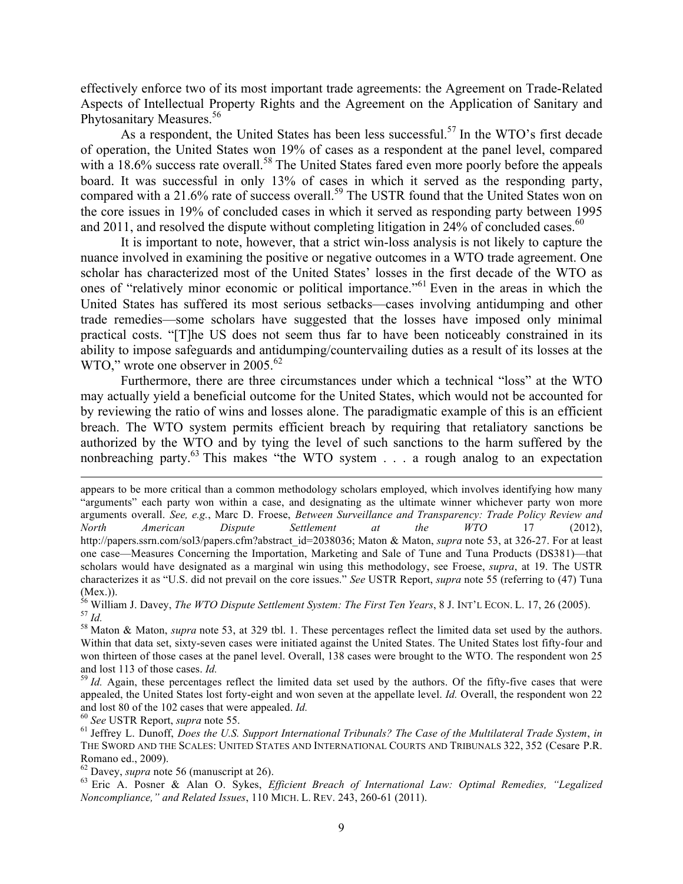effectively enforce two of its most important trade agreements: the Agreement on Trade-Related Aspects of Intellectual Property Rights and the Agreement on the Application of Sanitary and Phytosanitary Measures.[56]

As a respondent, the United States has been less successful.[57] In the WTO's first decade of operation, the United States won 19% of cases as a respondent at the panel level, compared with a 18.6% success rate overall.[58] The United States fared even more poorly before the appeals board. It was successful in only 13% of cases in which it served as the responding party, compared with a 21.6% rate of success overall.[59] The USTR found that the United States won on the core issues in 19% of concluded cases in which it served as responding party between 1995 and 2011, and resolved the dispute without completing litigation in 24% of concluded cases.[60]

It is important to note, however, that a strict win-loss analysis is not likely to capture the nuance involved in examining the positive or negative outcomes in a WTO trade agreement. One scholar has characterized most of the United States' losses in the first decade of the WTO as ones of "relatively minor economic or political importance."[61] Even in the areas in which the United States has suffered its most serious setbacks—cases involving antidumping and other trade remedies—some scholars have suggested that the losses have imposed only minimal practical costs. "[T]he US does not seem thus far to have been noticeably constrained in its ability to impose safeguards and antidumping/countervailing duties as a result of its losses at the WTO," wrote one observer in 2005.[62]

Furthermore, there are three circumstances under which a technical "loss" at the WTO may actually yield a beneficial outcome for the United States, which would not be accounted for by reviewing the ratio of wins and losses alone. The paradigmatic example of this is an efficient breach. The WTO system permits efficient breach by requiring that retaliatory sanctions be authorized by the WTO and by tying the level of such sanctions to the harm suffered by the nonbreaching party.[63] This makes "the WTO system . . . a rough analog to an expectation

---

appears to be more critical than a common methodology scholars employed, which involves identifying how many "arguments" each party won within a case, and designating as the ultimate winner whichever party won more arguments overall. *See, e.g.*, Marc D. Froese, *Between Surveillance and Transparency: Trade Policy Review and North American Dispute Settlement at the WTO* 17 (2012), http://papers.ssrn.com/sol3/papers.cfm?abstract_id=2038036; Maton & Maton, *supra* note 53, at 326-27. For at least one case—Measures Concerning the Importation, Marketing and Sale of Tune and Tuna Products (DS381)—that scholars would have designated as a marginal win using this methodology, see Froese, *supra*, at 19. The USTR characterizes it as "U.S. did not prevail on the core issues." *See* USTR Report, *supra* note 55 (referring to (47) Tuna (Mex.)).

[56] William J. Davey, *The WTO Dispute Settlement System: The First Ten Years*, 8 J. INT'L ECON. L. 17, 26 (2005).

[57] *Id.*

[58] Maton & Maton, *supra* note 53, at 329 tbl. 1. These percentages reflect the limited data set used by the authors. Within that data set, sixty-seven cases were initiated against the United States. The United States lost fifty-four and won thirteen of those cases at the panel level. Overall, 138 cases were brought to the WTO. The respondent won 25 and lost 113 of those cases. *Id.*

[59] *Id.* Again, these percentages reflect the limited data set used by the authors. Of the fifty-five cases that were appealed, the United States lost forty-eight and won seven at the appellate level. *Id.* Overall, the respondent won 22 and lost 80 of the 102 cases that were appealed. *Id.*

[60] *See* USTR Report, *supra* note 55.

[61] Jeffrey L. Dunoff, *Does the U.S. Support International Tribunals? The Case of the Multilateral Trade System*, *in* THE SWORD AND THE SCALES: UNITED STATES AND INTERNATIONAL COURTS AND TRIBUNALS 322, 352 (Cesare P.R. Romano ed., 2009).

[62] Davey, *supra* note 56 (manuscript at 26).

[63] Eric A. Posner & Alan O. Sykes, *Efficient Breach of International Law: Optimal Remedies, "Legalized Noncompliance," and Related Issues*, 110 MICH. L. REV. 243, 260-61 (2011).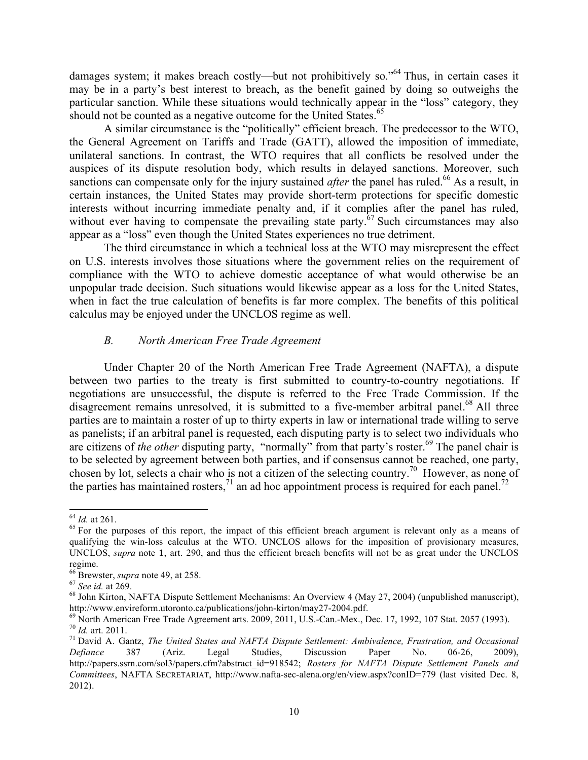damages system; it makes breach costly—but not prohibitively so."[64] Thus, in certain cases it may be in a party's best interest to breach, as the benefit gained by doing so outweighs the particular sanction. While these situations would technically appear in the "loss" category, they should not be counted as a negative outcome for the United States.[65]

A similar circumstance is the "politically" efficient breach. The predecessor to the WTO, the General Agreement on Tariffs and Trade (GATT), allowed the imposition of immediate, unilateral sanctions. In contrast, the WTO requires that all conflicts be resolved under the auspices of its dispute resolution body, which results in delayed sanctions. Moreover, such sanctions can compensate only for the injury sustained *after* the panel has ruled.[66] As a result, in certain instances, the United States may provide short-term protections for specific domestic interests without incurring immediate penalty and, if it complies after the panel has ruled, without ever having to compensate the prevailing state party.[67] Such circumstances may also appear as a "loss" even though the United States experiences no true detriment.

The third circumstance in which a technical loss at the WTO may misrepresent the effect on U.S. interests involves those situations where the government relies on the requirement of compliance with the WTO to achieve domestic acceptance of what would otherwise be an unpopular trade decision. Such situations would likewise appear as a loss for the United States, when in fact the true calculation of benefits is far more complex. The benefits of this political calculus may be enjoyed under the UNCLOS regime as well.

### *B. North American Free Trade Agreement*

Under Chapter 20 of the North American Free Trade Agreement (NAFTA), a dispute between two parties to the treaty is first submitted to country-to-country negotiations. If negotiations are unsuccessful, the dispute is referred to the Free Trade Commission. If the disagreement remains unresolved, it is submitted to a five-member arbitral panel.[68] All three parties are to maintain a roster of up to thirty experts in law or international trade willing to serve as panelists; if an arbitral panel is requested, each disputing party is to select two individuals who are citizens of *the other* disputing party, "normally" from that party's roster.[69] The panel chair is to be selected by agreement between both parties, and if consensus cannot be reached, one party, chosen by lot, selects a chair who is not a citizen of the selecting country.[70] However, as none of the parties has maintained rosters,[71] an ad hoc appointment process is required for each panel.[72]

---

[64] *Id.* at 261.

[65] For the purposes of this report, the impact of this efficient breach argument is relevant only as a means of qualifying the win-loss calculus at the WTO. UNCLOS allows for the imposition of provisionary measures, UNCLOS, *supra* note 1, art. 290, and thus the efficient breach benefits will not be as great under the UNCLOS regime.

[66] Brewster, *supra* note 49, at 258.

[67] *See id.* at 269.

[68] John Kirton, NAFTA Dispute Settlement Mechanisms: An Overview 4 (May 27, 2004) (unpublished manuscript), http://www.envireform.utoronto.ca/publications/john-kirton/may27-2004.pdf.

[69] North American Free Trade Agreement arts. 2009, 2011, U.S.-Can.-Mex., Dec. 17, 1992, 107 Stat. 2057 (1993).

[70] *Id.* art. 2011.

[71] David A. Gantz, *The United States and NAFTA Dispute Settlement: Ambivalence, Frustration, and Occasional Defiance* 387 (Ariz. Legal Studies, Discussion Paper No. 06-26, 2009), http://papers.ssrn.com/sol3/papers.cfm?abstract_id=918542; *Rosters for NAFTA Dispute Settlement Panels and Committees*, NAFTA SECRETARIAT, http://www.nafta-sec-alena.org/en/view.aspx?conID=779 (last visited Dec. 8, 2012).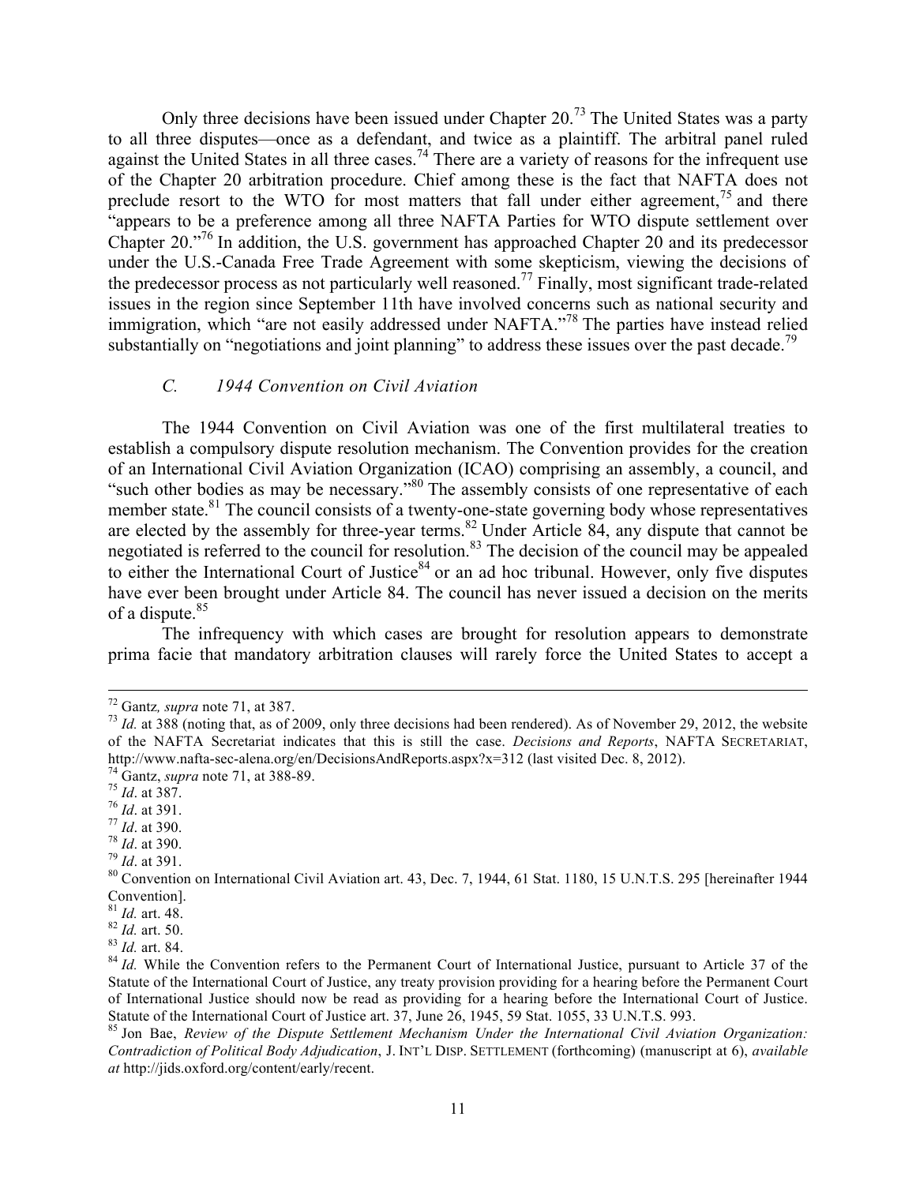Only three decisions have been issued under Chapter 20.[73] The United States was a party to all three disputes—once as a defendant, and twice as a plaintiff. The arbitral panel ruled against the United States in all three cases.[74] There are a variety of reasons for the infrequent use of the Chapter 20 arbitration procedure. Chief among these is the fact that NAFTA does not preclude resort to the WTO for most matters that fall under either agreement,[75] and there "appears to be a preference among all three NAFTA Parties for WTO dispute settlement over Chapter 20."[76] In addition, the U.S. government has approached Chapter 20 and its predecessor under the U.S.-Canada Free Trade Agreement with some skepticism, viewing the decisions of the predecessor process as not particularly well reasoned.[77] Finally, most significant trade-related issues in the region since September 11th have involved concerns such as national security and immigration, which "are not easily addressed under NAFTA."[78] The parties have instead relied substantially on "negotiations and joint planning" to address these issues over the past decade.[79]

### *C. 1944 Convention on Civil Aviation*

The 1944 Convention on Civil Aviation was one of the first multilateral treaties to establish a compulsory dispute resolution mechanism. The Convention provides for the creation of an International Civil Aviation Organization (ICAO) comprising an assembly, a council, and "such other bodies as may be necessary."[80] The assembly consists of one representative of each member state.[81] The council consists of a twenty-one-state governing body whose representatives are elected by the assembly for three-year terms.[82] Under Article 84, any dispute that cannot be negotiated is referred to the council for resolution.[83] The decision of the council may be appealed to either the International Court of Justice[84] or an ad hoc tribunal. However, only five disputes have ever been brought under Article 84. The council has never issued a decision on the merits of a dispute.[85]

The infrequency with which cases are brought for resolution appears to demonstrate prima facie that mandatory arbitration clauses will rarely force the United States to accept a

---

[72] Gantz*, supra* note 71, at 387.
[73] *Id.* at 388 (noting that, as of 2009, only three decisions had been rendered). As of November 29, 2012, the website of the NAFTA Secretariat indicates that this is still the case. *Decisions and Reports*, NAFTA SECRETARIAT, http://www.nafta-sec-alena.org/en/DecisionsAndReports.aspx?x=312 (last visited Dec. 8, 2012).
[74] Gantz, *supra* note 71, at 388-89.
[75] *Id*. at 387.
[76] *Id*. at 391.
[77] *Id*. at 390.
[78] *Id*. at 390.
[79] *Id*. at 391.
[80] Convention on International Civil Aviation art. 43, Dec. 7, 1944, 61 Stat. 1180, 15 U.N.T.S. 295 [hereinafter 1944 Convention].
[81] *Id.* art. 48.
[82] *Id.* art. 50.
[83] *Id.* art. 84.
[84] *Id.* While the Convention refers to the Permanent Court of International Justice, pursuant to Article 37 of the Statute of the International Court of Justice, any treaty provision providing for a hearing before the Permanent Court of International Justice should now be read as providing for a hearing before the International Court of Justice. Statute of the International Court of Justice art. 37, June 26, 1945, 59 Stat. 1055, 33 U.N.T.S. 993.
[85] Jon Bae, *Review of the Dispute Settlement Mechanism Under the International Civil Aviation Organization: Contradiction of Political Body Adjudication*, J. INT'L DISP. SETTLEMENT (forthcoming) (manuscript at 6), *available at* http://jids.oxford.org/content/early/recent.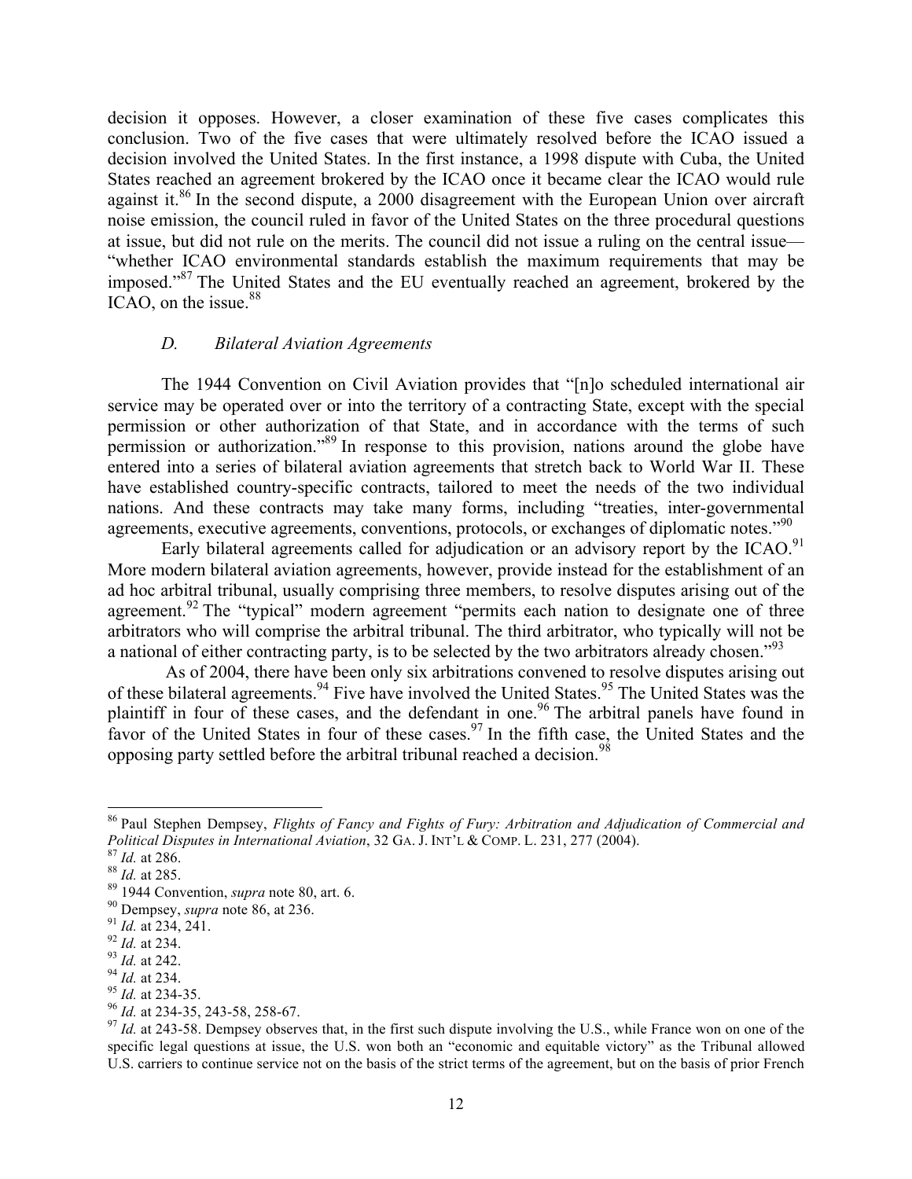decision it opposes. However, a closer examination of these five cases complicates this conclusion. Two of the five cases that were ultimately resolved before the ICAO issued a decision involved the United States. In the first instance, a 1998 dispute with Cuba, the United States reached an agreement brokered by the ICAO once it became clear the ICAO would rule against it.[86] In the second dispute, a 2000 disagreement with the European Union over aircraft noise emission, the council ruled in favor of the United States on the three procedural questions at issue, but did not rule on the merits. The council did not issue a ruling on the central issue—"whether ICAO environmental standards establish the maximum requirements that may be imposed."[87] The United States and the EU eventually reached an agreement, brokered by the ICAO, on the issue.[88]

### *D. Bilateral Aviation Agreements*

The 1944 Convention on Civil Aviation provides that "[n]o scheduled international air service may be operated over or into the territory of a contracting State, except with the special permission or other authorization of that State, and in accordance with the terms of such permission or authorization."[89] In response to this provision, nations around the globe have entered into a series of bilateral aviation agreements that stretch back to World War II. These have established country-specific contracts, tailored to meet the needs of the two individual nations. And these contracts may take many forms, including "treaties, inter-governmental agreements, executive agreements, conventions, protocols, or exchanges of diplomatic notes."[90]

Early bilateral agreements called for adjudication or an advisory report by the ICAO.[91] More modern bilateral aviation agreements, however, provide instead for the establishment of an ad hoc arbitral tribunal, usually comprising three members, to resolve disputes arising out of the agreement.[92] The "typical" modern agreement "permits each nation to designate one of three arbitrators who will comprise the arbitral tribunal. The third arbitrator, who typically will not be a national of either contracting party, is to be selected by the two arbitrators already chosen."[93]

As of 2004, there have been only six arbitrations convened to resolve disputes arising out of these bilateral agreements.[94] Five have involved the United States.[95] The United States was the plaintiff in four of these cases, and the defendant in one.[96] The arbitral panels have found in favor of the United States in four of these cases.[97] In the fifth case, the United States and the opposing party settled before the arbitral tribunal reached a decision.[98]

---

[86] Paul Stephen Dempsey, *Flights of Fancy and Fights of Fury: Arbitration and Adjudication of Commercial and Political Disputes in International Aviation*, 32 GA. J. INT'L & COMP. L. 231, 277 (2004).

[87] *Id.* at 286.

[88] *Id.* at 285.

[89] 1944 Convention, *supra* note 80, art. 6.

[90] Dempsey, *supra* note 86, at 236.

[91] *Id.* at 234, 241.

[92] *Id.* at 234.

[93] *Id.* at 242.

[94] *Id.* at 234.

[95] *Id.* at 234-35.

[96] *Id.* at 234-35, 243-58, 258-67.

[97] *Id.* at 243-58. Dempsey observes that, in the first such dispute involving the U.S., while France won on one of the specific legal questions at issue, the U.S. won both an "economic and equitable victory" as the Tribunal allowed U.S. carriers to continue service not on the basis of the strict terms of the agreement, but on the basis of prior French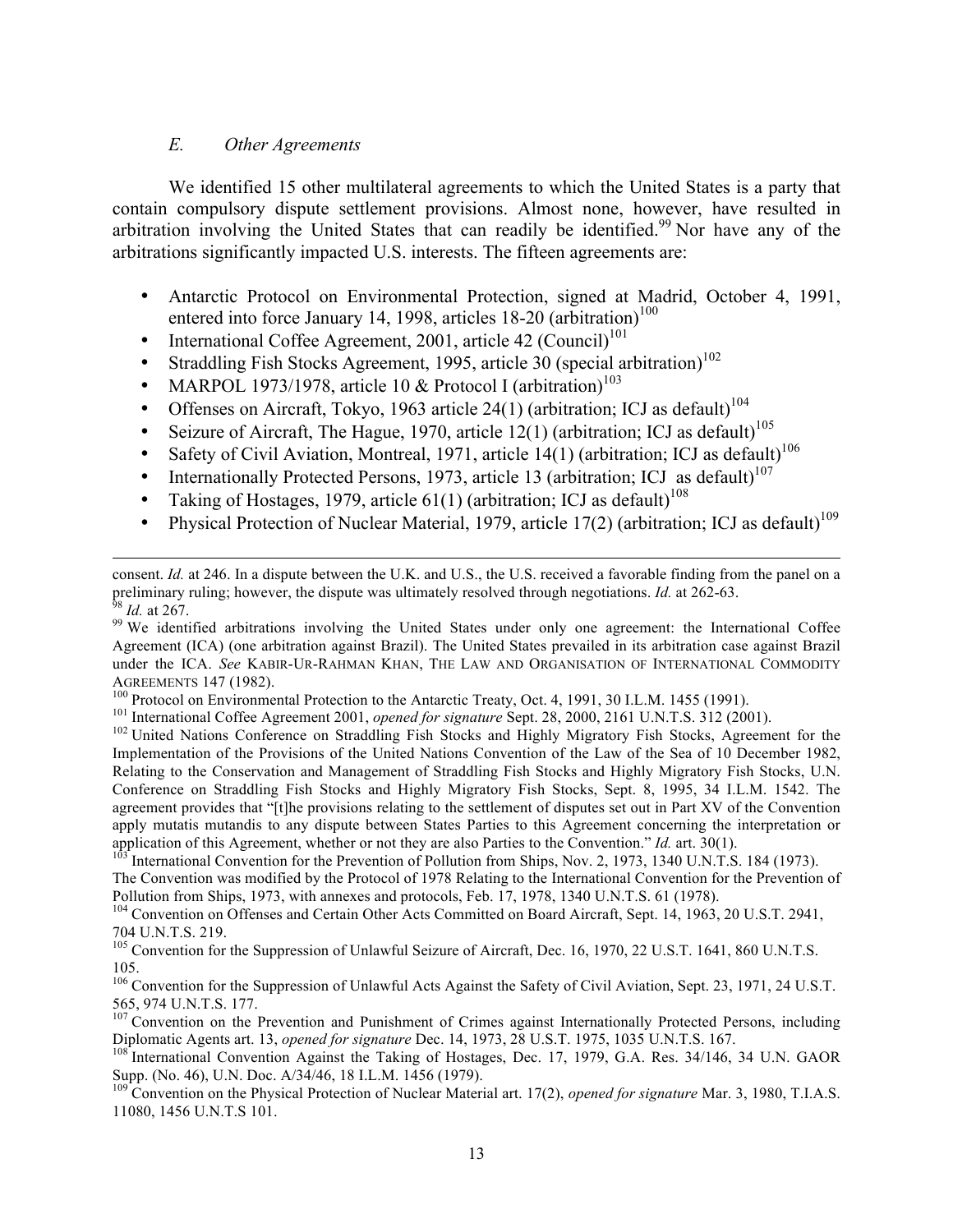### *E. Other Agreements*

We identified 15 other multilateral agreements to which the United States is a party that contain compulsory dispute settlement provisions. Almost none, however, have resulted in arbitration involving the United States that can readily be identified.[99] Nor have any of the arbitrations significantly impacted U.S. interests. The fifteen agreements are:

- Antarctic Protocol on Environmental Protection, signed at Madrid, October 4, 1991, entered into force January 14, 1998, articles 18-20 (arbitration)[100]
- International Coffee Agreement, 2001, article 42 (Council)[101]
- Straddling Fish Stocks Agreement, 1995, article 30 (special arbitration)[102]
- MARPOL 1973/1978, article 10 & Protocol I (arbitration)[103]
- Offenses on Aircraft, Tokyo, 1963 article 24(1) (arbitration; ICJ as default)[104]
- Seizure of Aircraft, The Hague, 1970, article 12(1) (arbitration; ICJ as default)[105]
- Safety of Civil Aviation, Montreal, 1971, article 14(1) (arbitration; ICJ as default)[106]
- Internationally Protected Persons, 1973, article 13 (arbitration; ICJ as default)[107]
- Taking of Hostages, 1979, article 61(1) (arbitration; ICJ as default)[108]
- Physical Protection of Nuclear Material, 1979, article 17(2) (arbitration; ICJ as default)[109]

---

consent. *Id.* at 246. In a dispute between the U.K. and U.S., the U.S. received a favorable finding from the panel on a preliminary ruling; however, the dispute was ultimately resolved through negotiations. *Id.* at 262-63.

[98] *Id.* at 267.

[99] We identified arbitrations involving the United States under only one agreement: the International Coffee Agreement (ICA) (one arbitration against Brazil). The United States prevailed in its arbitration case against Brazil under the ICA. *See* KABIR-UR-RAHMAN KHAN, THE LAW AND ORGANISATION OF INTERNATIONAL COMMODITY AGREEMENTS 147 (1982).

[100] Protocol on Environmental Protection to the Antarctic Treaty, Oct. 4, 1991, 30 I.L.M. 1455 (1991).

[101] International Coffee Agreement 2001, *opened for signature* Sept. 28, 2000, 2161 U.N.T.S. 312 (2001).

[102] United Nations Conference on Straddling Fish Stocks and Highly Migratory Fish Stocks, Agreement for the Implementation of the Provisions of the United Nations Convention of the Law of the Sea of 10 December 1982, Relating to the Conservation and Management of Straddling Fish Stocks and Highly Migratory Fish Stocks, U.N. Conference on Straddling Fish Stocks and Highly Migratory Fish Stocks, Sept. 8, 1995, 34 I.L.M. 1542. The agreement provides that "[t]he provisions relating to the settlement of disputes set out in Part XV of the Convention apply mutatis mutandis to any dispute between States Parties to this Agreement concerning the interpretation or application of this Agreement, whether or not they are also Parties to the Convention." *Id.* art. 30(1).

[103] International Convention for the Prevention of Pollution from Ships, Nov. 2, 1973, 1340 U.N.T.S. 184 (1973). The Convention was modified by the Protocol of 1978 Relating to the International Convention for the Prevention of Pollution from Ships, 1973, with annexes and protocols, Feb. 17, 1978, 1340 U.N.T.S. 61 (1978).

[104] Convention on Offenses and Certain Other Acts Committed on Board Aircraft, Sept. 14, 1963, 20 U.S.T. 2941, 704 U.N.T.S. 219.

[105] Convention for the Suppression of Unlawful Seizure of Aircraft, Dec. 16, 1970, 22 U.S.T. 1641, 860 U.N.T.S. 105.

[106] Convention for the Suppression of Unlawful Acts Against the Safety of Civil Aviation, Sept. 23, 1971, 24 U.S.T. 565, 974 U.N.T.S. 177.

[107] Convention on the Prevention and Punishment of Crimes against Internationally Protected Persons, including Diplomatic Agents art. 13, *opened for signature* Dec. 14, 1973, 28 U.S.T. 1975, 1035 U.N.T.S. 167.

[108] International Convention Against the Taking of Hostages, Dec. 17, 1979, G.A. Res. 34/146, 34 U.N. GAOR Supp. (No. 46), U.N. Doc. A/34/46, 18 I.L.M. 1456 (1979).

[109] Convention on the Physical Protection of Nuclear Material art. 17(2), *opened for signature* Mar. 3, 1980, T.I.A.S. 11080, 1456 U.N.T.S 101.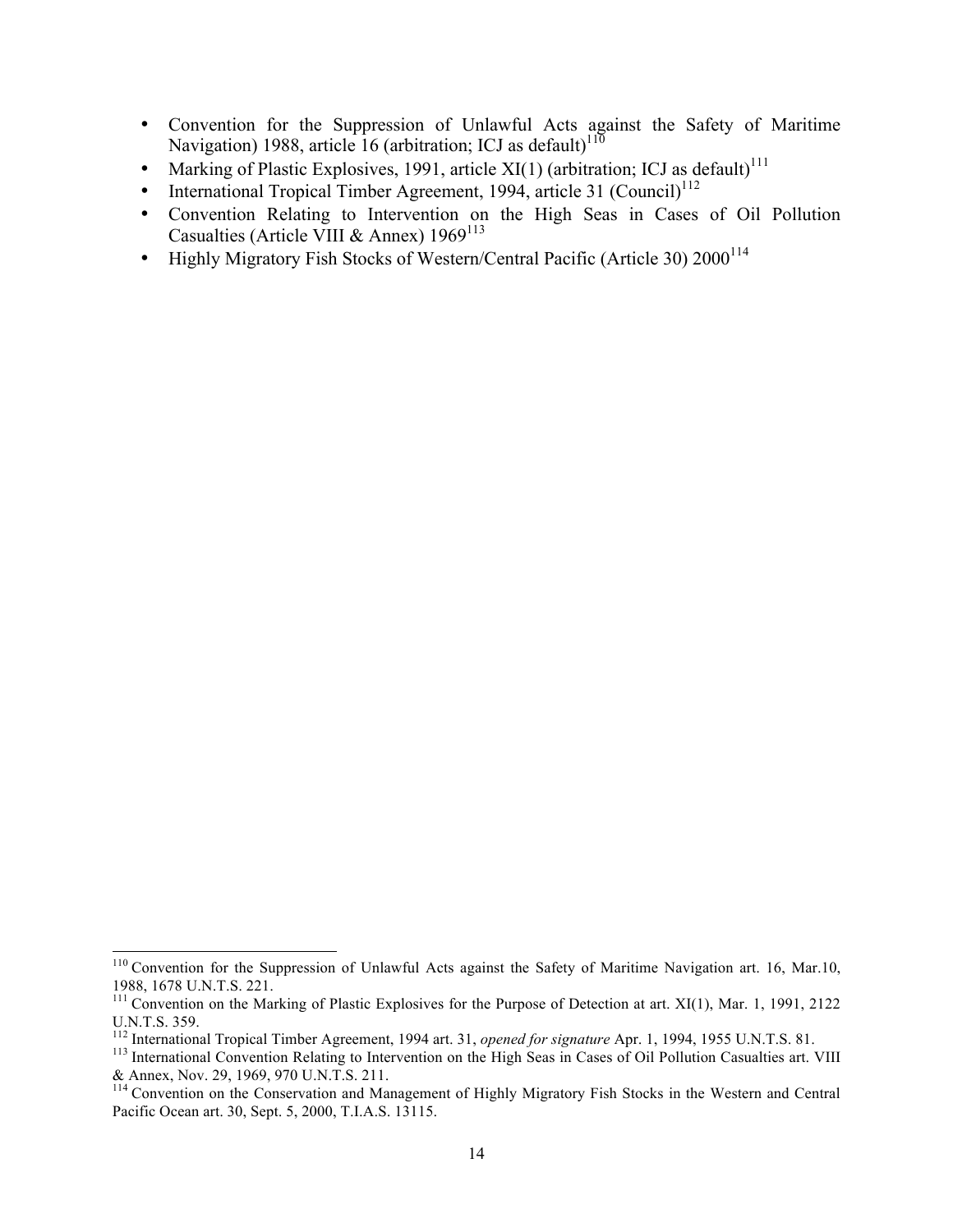- Convention for the Suppression of Unlawful Acts against the Safety of Maritime Navigation) 1988, article 16 (arbitration; ICJ as default)[110]
- Marking of Plastic Explosives, 1991, article XI(1) (arbitration; ICJ as default)[111]
- International Tropical Timber Agreement, 1994, article 31 (Council)[112]
- Convention Relating to Intervention on the High Seas in Cases of Oil Pollution Casualties (Article VIII & Annex) 1969[113]
- Highly Migratory Fish Stocks of Western/Central Pacific (Article 30) 2000[114]

---

[110] Convention for the Suppression of Unlawful Acts against the Safety of Maritime Navigation art. 16, Mar.10, 1988, 1678 U.N.T.S. 221.

[111] Convention on the Marking of Plastic Explosives for the Purpose of Detection at art. XI(1), Mar. 1, 1991, 2122 U.N.T.S. 359.

[112] International Tropical Timber Agreement, 1994 art. 31, *opened for signature* Apr. 1, 1994, 1955 U.N.T.S. 81.

[113] International Convention Relating to Intervention on the High Seas in Cases of Oil Pollution Casualties art. VIII & Annex, Nov. 29, 1969, 970 U.N.T.S. 211.

[114] Convention on the Conservation and Management of Highly Migratory Fish Stocks in the Western and Central Pacific Ocean art. 30, Sept. 5, 2000, T.I.A.S. 13115.